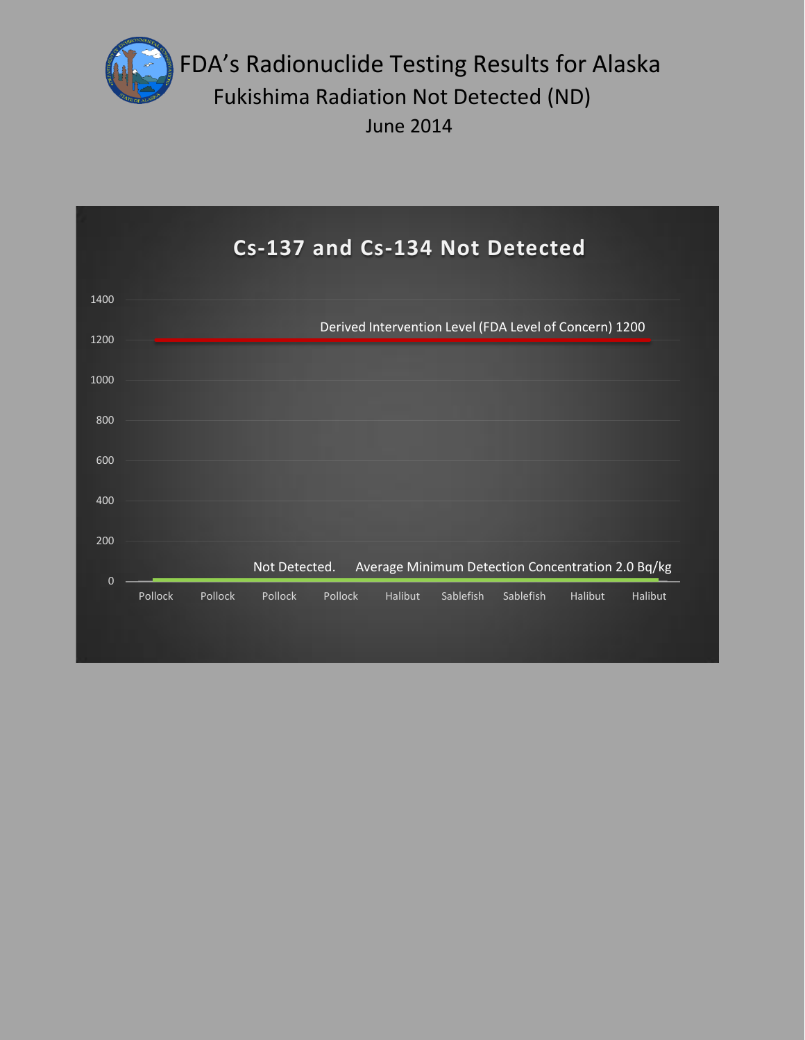# FDA's Radionuclide Testing Results for Alaska

## Fukishima Radiation Not Detected (ND)

June 2014

### Cs-137 and Cs-134 Not Detected

Derived Intervention Level (FDA Level of Concern) 1200

Not Detected. Average Minimum Detection Concentration 2.0 Bq/kg

| Sample | Result |
| --- | --- |
| Pollock | Not Detected |
| Pollock | Not Detected |
| Pollock | Not Detected |
| Pollock | Not Detected |
| Halibut | Not Detected |
| Sablefish | Not Detected |
| Sablefish | Not Detected |
| Halibut | Not Detected |
| Halibut | Not Detected |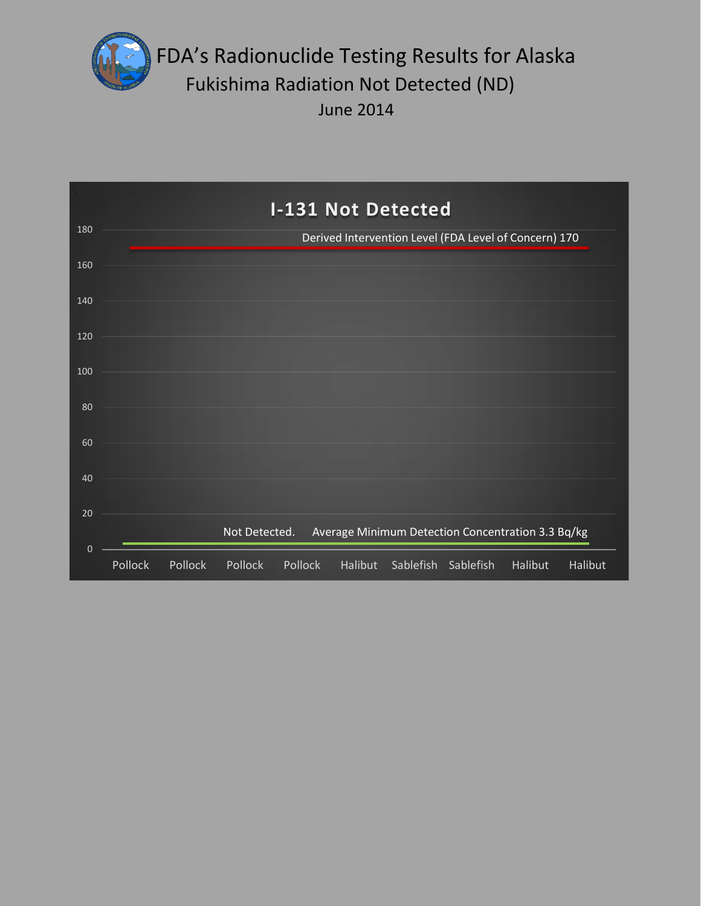# FDA's Radionuclide Testing Results for Alaska

## Fukishima Radiation Not Detected (ND)

June 2014

### I-131 Not Detected

Derived Intervention Level (FDA Level of Concern) 170

Not Detected. Average Minimum Detection Concentration 3.3 Bq/kg

Y-axis: 0, 20, 40, 60, 80, 100, 120, 140, 160, 180

Pollock, Pollock, Pollock, Pollock, Halibut, Sablefish, Sablefish, Halibut, Halibut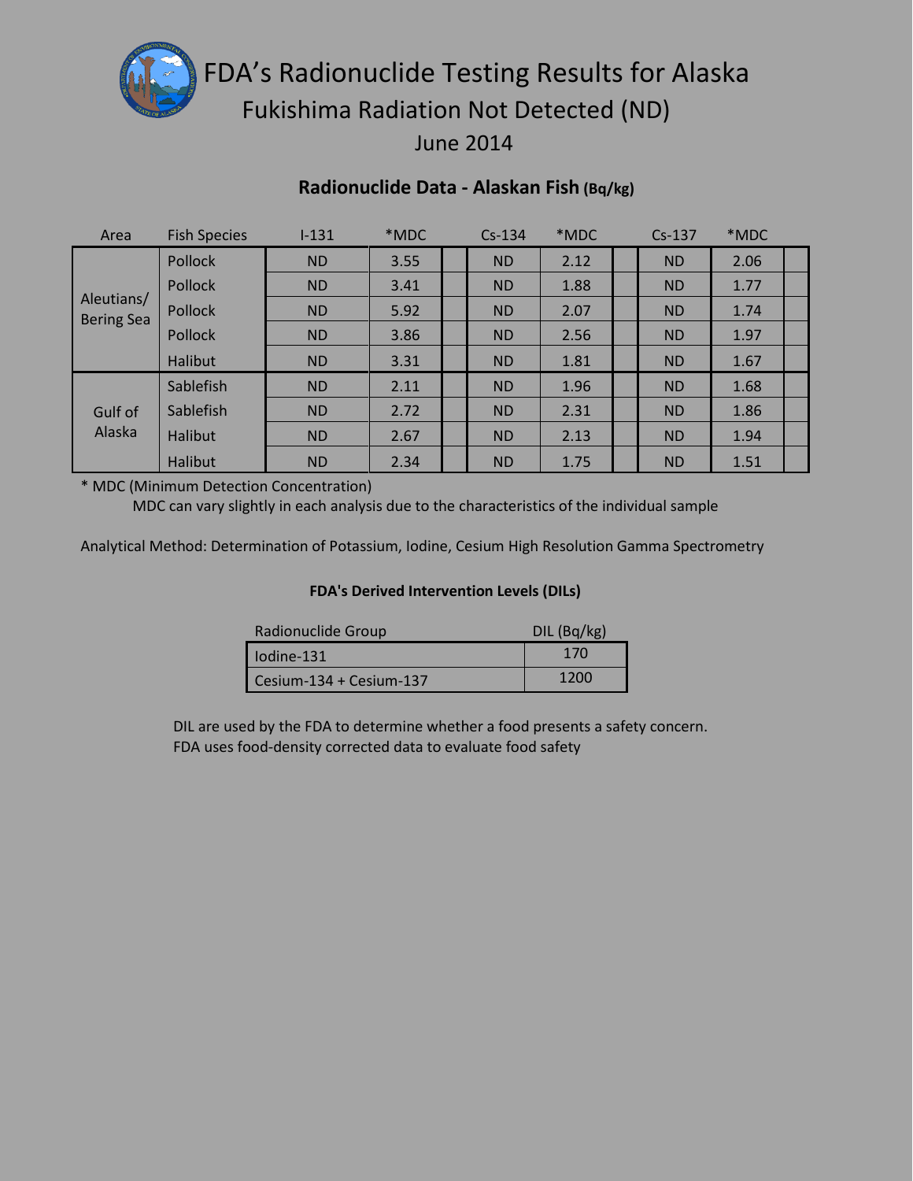# FDA's Radionuclide Testing Results for Alaska

## Fukishima Radiation Not Detected (ND)

### June 2014

**Radionuclide Data - Alaskan Fish (Bq/kg)**

| Area | Fish Species | I-131 | *MDC | Cs-134 | *MDC | Cs-137 | *MDC |
|---|---|---|---|---|---|---|---|
| Aleutians/ Bering Sea | Pollock | ND | 3.55 | ND | 2.12 | ND | 2.06 |
| | Pollock | ND | 3.41 | ND | 1.88 | ND | 1.77 |
| | Pollock | ND | 5.92 | ND | 2.07 | ND | 1.74 |
| | Pollock | ND | 3.86 | ND | 2.56 | ND | 1.97 |
| | Halibut | ND | 3.31 | ND | 1.81 | ND | 1.67 |
| Gulf of Alaska | Sablefish | ND | 2.11 | ND | 1.96 | ND | 1.68 |
| | Sablefish | ND | 2.72 | ND | 2.31 | ND | 1.86 |
| | Halibut | ND | 2.67 | ND | 2.13 | ND | 1.94 |
| | Halibut | ND | 2.34 | ND | 1.75 | ND | 1.51 |

* MDC (Minimum Detection Concentration)
MDC can vary slightly in each analysis due to the characteristics of the individual sample

Analytical Method: Determination of Potassium, Iodine, Cesium High Resolution Gamma Spectrometry

**FDA's Derived Intervention Levels (DILs)**

| Radionuclide Group | DIL (Bq/kg) |
|---|---|
| Iodine-131 | 170 |
| Cesium-134 + Cesium-137 | 1200 |

DIL are used by the FDA to determine whether a food presents a safety concern.
FDA uses food-density corrected data to evaluate food safety